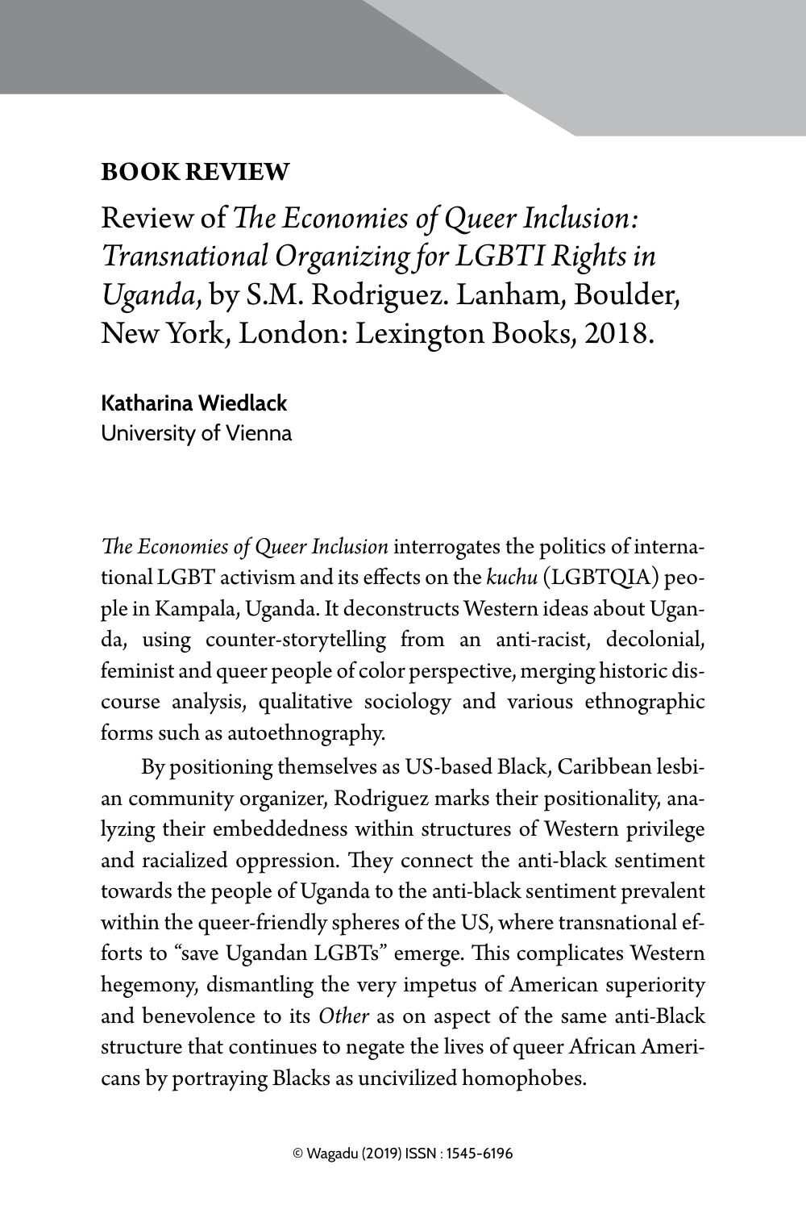## BOOK REVIEW

# Review of *The Economies of Queer Inclusion: Transnational Organizing for LGBTI Rights in Uganda*, by S.M. Rodriguez. Lanham, Boulder, New York, London: Lexington Books, 2018.

**Katharina Wiedlack**
University of Vienna

*The Economies of Queer Inclusion* interrogates the politics of international LGBT activism and its effects on the *kuchu* (LGBTQIA) people in Kampala, Uganda. It deconstructs Western ideas about Uganda, using counter-storytelling from an anti-racist, decolonial, feminist and queer people of color perspective, merging historic discourse analysis, qualitative sociology and various ethnographic forms such as autoethnography.

By positioning themselves as US-based Black, Caribbean lesbian community organizer, Rodriguez marks their positionality, analyzing their embeddedness within structures of Western privilege and racialized oppression. They connect the anti-black sentiment towards the people of Uganda to the anti-black sentiment prevalent within the queer-friendly spheres of the US, where transnational efforts to "save Ugandan LGBTs" emerge. This complicates Western hegemony, dismantling the very impetus of American superiority and benevolence to its *Other* as on aspect of the same anti-Black structure that continues to negate the lives of queer African Americans by portraying Blacks as uncivilized homophobes.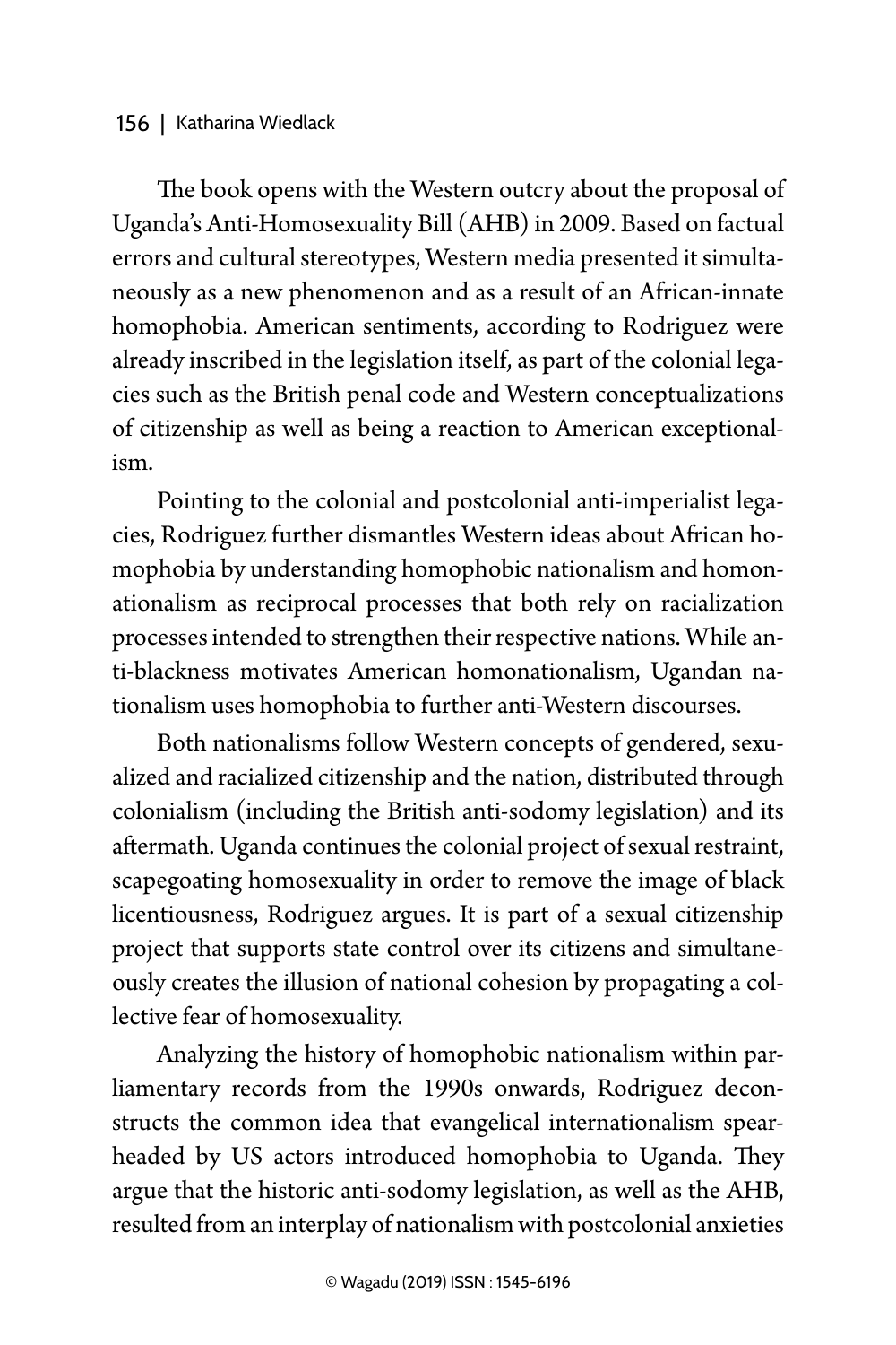The book opens with the Western outcry about the proposal of Uganda's Anti-Homosexuality Bill (AHB) in 2009. Based on factual errors and cultural stereotypes, Western media presented it simultaneously as a new phenomenon and as a result of an African-innate homophobia. American sentiments, according to Rodriguez were already inscribed in the legislation itself, as part of the colonial legacies such as the British penal code and Western conceptualizations of citizenship as well as being a reaction to American exceptionalism.

Pointing to the colonial and postcolonial anti-imperialist legacies, Rodriguez further dismantles Western ideas about African homophobia by understanding homophobic nationalism and homonationalism as reciprocal processes that both rely on racialization processes intended to strengthen their respective nations. While anti-blackness motivates American homonationalism, Ugandan nationalism uses homophobia to further anti-Western discourses.

Both nationalisms follow Western concepts of gendered, sexualized and racialized citizenship and the nation, distributed through colonialism (including the British anti-sodomy legislation) and its aftermath. Uganda continues the colonial project of sexual restraint, scapegoating homosexuality in order to remove the image of black licentiousness, Rodriguez argues. It is part of a sexual citizenship project that supports state control over its citizens and simultaneously creates the illusion of national cohesion by propagating a collective fear of homosexuality.

Analyzing the history of homophobic nationalism within parliamentary records from the 1990s onwards, Rodriguez deconstructs the common idea that evangelical internationalism spearheaded by US actors introduced homophobia to Uganda. They argue that the historic anti-sodomy legislation, as well as the AHB, resulted from an interplay of nationalism with postcolonial anxieties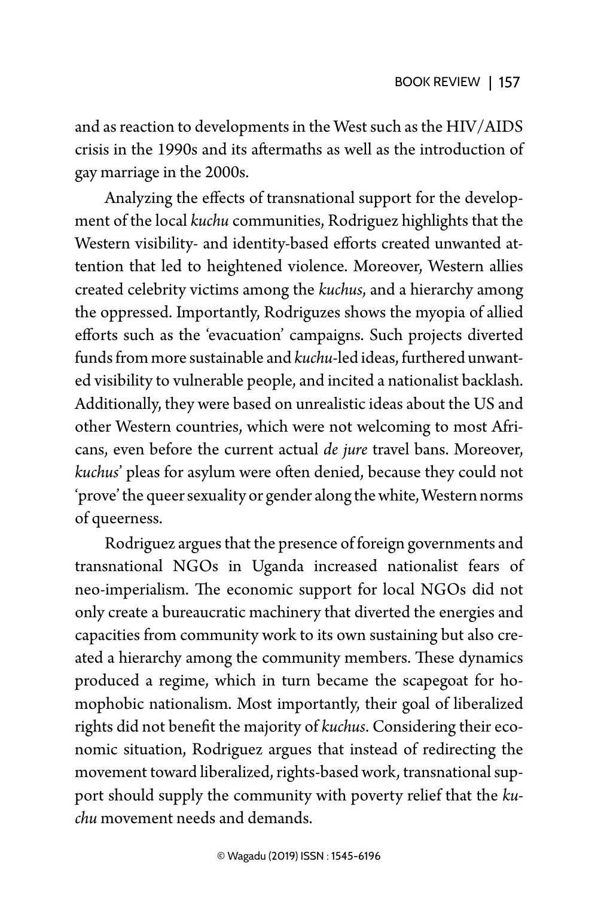and as reaction to developments in the West such as the HIV/AIDS crisis in the 1990s and its aftermaths as well as the introduction of gay marriage in the 2000s.

Analyzing the effects of transnational support for the development of the local *kuchu* communities, Rodriguez highlights that the Western visibility- and identity-based efforts created unwanted attention that led to heightened violence. Moreover, Western allies created celebrity victims among the *kuchus*, and a hierarchy among the oppressed. Importantly, Rodriguzes shows the myopia of allied efforts such as the 'evacuation' campaigns. Such projects diverted funds from more sustainable and *kuchu*-led ideas, furthered unwanted visibility to vulnerable people, and incited a nationalist backlash. Additionally, they were based on unrealistic ideas about the US and other Western countries, which were not welcoming to most Africans, even before the current actual *de jure* travel bans. Moreover, *kuchus*' pleas for asylum were often denied, because they could not 'prove' the queer sexuality or gender along the white, Western norms of queerness.

Rodriguez argues that the presence of foreign governments and transnational NGOs in Uganda increased nationalist fears of neo-imperialism. The economic support for local NGOs did not only create a bureaucratic machinery that diverted the energies and capacities from community work to its own sustaining but also created a hierarchy among the community members. These dynamics produced a regime, which in turn became the scapegoat for homophobic nationalism. Most importantly, their goal of liberalized rights did not benefit the majority of *kuchus*. Considering their economic situation, Rodriguez argues that instead of redirecting the movement toward liberalized, rights-based work, transnational support should supply the community with poverty relief that the *kuchu* movement needs and demands.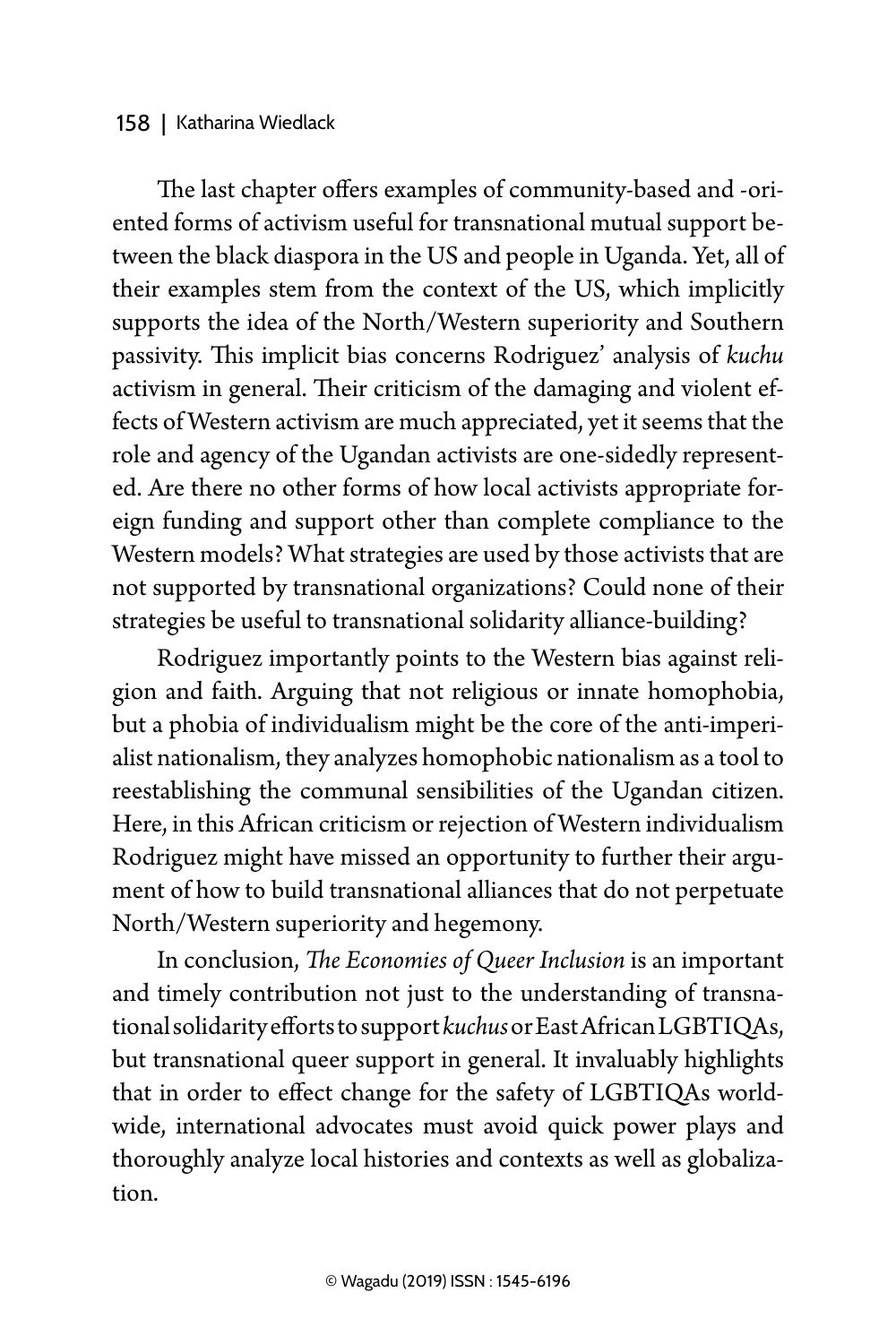The last chapter offers examples of community-based and -oriented forms of activism useful for transnational mutual support between the black diaspora in the US and people in Uganda. Yet, all of their examples stem from the context of the US, which implicitly supports the idea of the North/Western superiority and Southern passivity. This implicit bias concerns Rodriguez' analysis of *kuchu* activism in general. Their criticism of the damaging and violent effects of Western activism are much appreciated, yet it seems that the role and agency of the Ugandan activists are one-sidedly represented. Are there no other forms of how local activists appropriate foreign funding and support other than complete compliance to the Western models? What strategies are used by those activists that are not supported by transnational organizations? Could none of their strategies be useful to transnational solidarity alliance-building?

Rodriguez importantly points to the Western bias against religion and faith. Arguing that not religious or innate homophobia, but a phobia of individualism might be the core of the anti-imperialist nationalism, they analyzes homophobic nationalism as a tool to reestablishing the communal sensibilities of the Ugandan citizen. Here, in this African criticism or rejection of Western individualism Rodriguez might have missed an opportunity to further their argument of how to build transnational alliances that do not perpetuate North/Western superiority and hegemony.

In conclusion, *The Economies of Queer Inclusion* is an important and timely contribution not just to the understanding of transnational solidarity efforts to support *kuchus* or East African LGBTIQAs, but transnational queer support in general. It invaluably highlights that in order to effect change for the safety of LGBTIQAs worldwide, international advocates must avoid quick power plays and thoroughly analyze local histories and contexts as well as globalization.